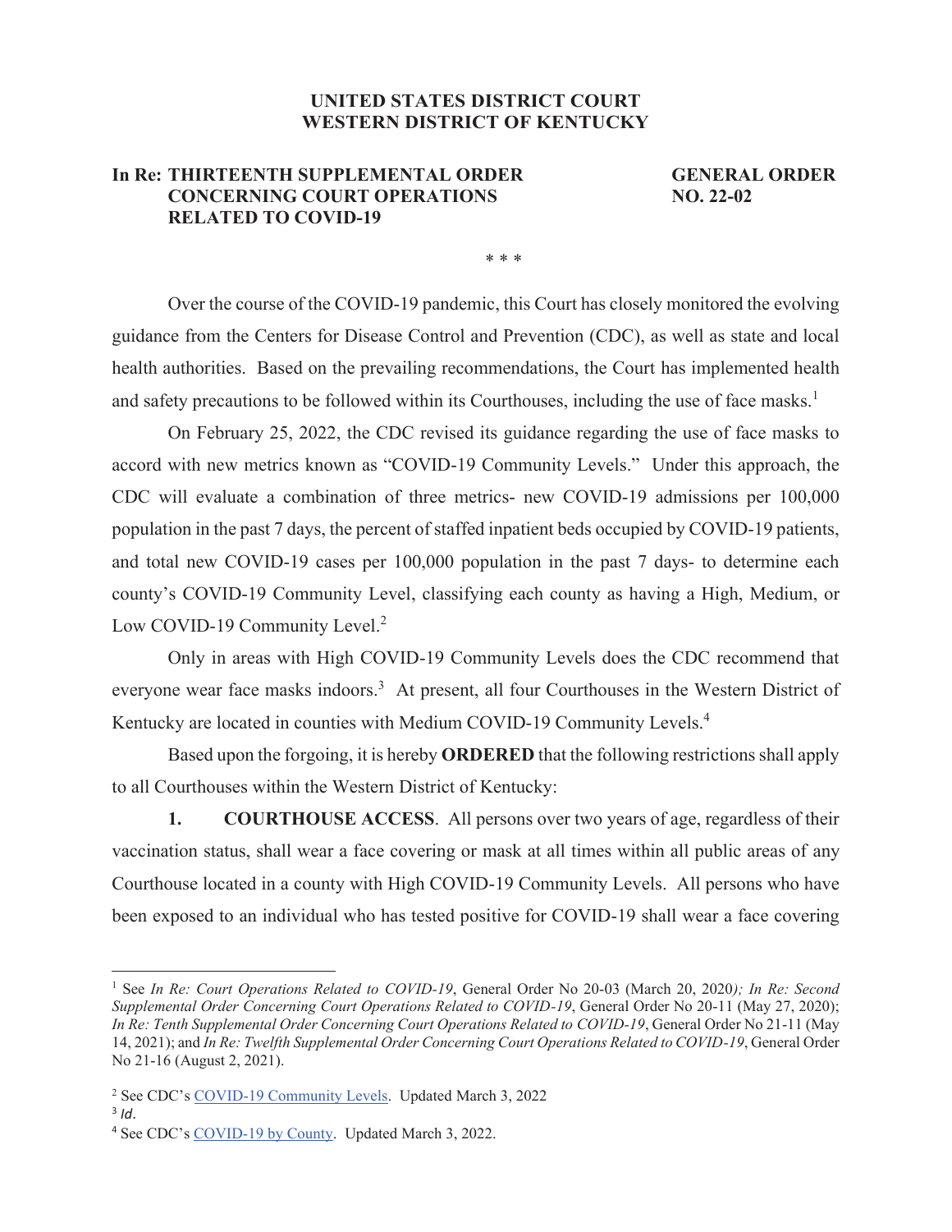**UNITED STATES DISTRICT COURT**
**WESTERN DISTRICT OF KENTUCKY**

**In Re: THIRTEENTH SUPPLEMENTAL ORDER CONCERNING COURT OPERATIONS RELATED TO COVID-19**

**GENERAL ORDER NO. 22-02**

\* \* \*

Over the course of the COVID-19 pandemic, this Court has closely monitored the evolving guidance from the Centers for Disease Control and Prevention (CDC), as well as state and local health authorities. Based on the prevailing recommendations, the Court has implemented health and safety precautions to be followed within its Courthouses, including the use of face masks.[1]

On February 25, 2022, the CDC revised its guidance regarding the use of face masks to accord with new metrics known as "COVID-19 Community Levels." Under this approach, the CDC will evaluate a combination of three metrics- new COVID-19 admissions per 100,000 population in the past 7 days, the percent of staffed inpatient beds occupied by COVID-19 patients, and total new COVID-19 cases per 100,000 population in the past 7 days- to determine each county's COVID-19 Community Level, classifying each county as having a High, Medium, or Low COVID-19 Community Level.[2]

Only in areas with High COVID-19 Community Levels does the CDC recommend that everyone wear face masks indoors.[3] At present, all four Courthouses in the Western District of Kentucky are located in counties with Medium COVID-19 Community Levels.[4]

Based upon the forgoing, it is hereby **ORDERED** that the following restrictions shall apply to all Courthouses within the Western District of Kentucky:

**1. COURTHOUSE ACCESS**. All persons over two years of age, regardless of their vaccination status, shall wear a face covering or mask at all times within all public areas of any Courthouse located in a county with High COVID-19 Community Levels. All persons who have been exposed to an individual who has tested positive for COVID-19 shall wear a face covering

---

[1] See *In Re: Court Operations Related to COVID-19*, General Order No 20-03 (March 20, 2020); *In Re: Second Supplemental Order Concerning Court Operations Related to COVID-19*, General Order No 20-11 (May 27, 2020); *In Re: Tenth Supplemental Order Concerning Court Operations Related to COVID-19*, General Order No 21-11 (May 14, 2021); and *In Re: Twelfth Supplemental Order Concerning Court Operations Related to COVID-19*, General Order No 21-16 (August 2, 2021).

[2] See CDC's COVID-19 Community Levels. Updated March 3, 2022

[3] *Id*.

[4] See CDC's COVID-19 by County. Updated March 3, 2022.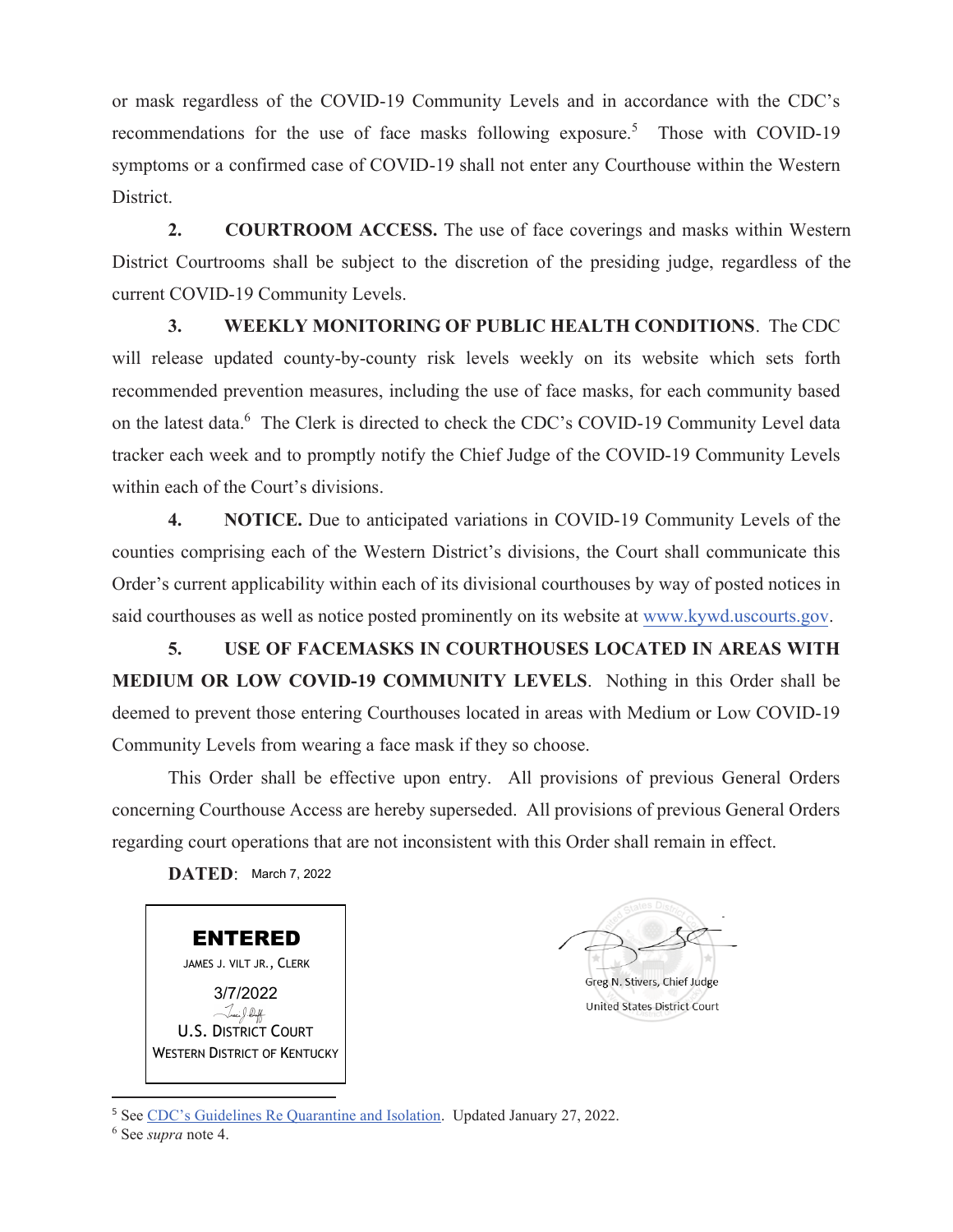or mask regardless of the COVID-19 Community Levels and in accordance with the CDC's recommendations for the use of face masks following exposure.[5] Those with COVID-19 symptoms or a confirmed case of COVID-19 shall not enter any Courthouse within the Western District.

**2. COURTROOM ACCESS.** The use of face coverings and masks within Western District Courtrooms shall be subject to the discretion of the presiding judge, regardless of the current COVID-19 Community Levels.

**3. WEEKLY MONITORING OF PUBLIC HEALTH CONDITIONS**. The CDC will release updated county-by-county risk levels weekly on its website which sets forth recommended prevention measures, including the use of face masks, for each community based on the latest data.[6] The Clerk is directed to check the CDC's COVID-19 Community Level data tracker each week and to promptly notify the Chief Judge of the COVID-19 Community Levels within each of the Court's divisions.

**4. NOTICE.** Due to anticipated variations in COVID-19 Community Levels of the counties comprising each of the Western District's divisions, the Court shall communicate this Order's current applicability within each of its divisional courthouses by way of posted notices in said courthouses as well as notice posted prominently on its website at www.kywd.uscourts.gov.

**5. USE OF FACEMASKS IN COURTHOUSES LOCATED IN AREAS WITH MEDIUM OR LOW COVID-19 COMMUNITY LEVELS**. Nothing in this Order shall be deemed to prevent those entering Courthouses located in areas with Medium or Low COVID-19 Community Levels from wearing a face mask if they so choose.

This Order shall be effective upon entry. All provisions of previous General Orders concerning Courthouse Access are hereby superseded. All provisions of previous General Orders regarding court operations that are not inconsistent with this Order shall remain in effect.

**DATED**: March 7, 2022

**ENTERED**
JAMES J. VILT JR., CLERK
3/7/2022
U.S. DISTRICT COURT
WESTERN DISTRICT OF KENTUCKY

Greg N. Stivers, Chief Judge
United States District Court

---

[5] See CDC's Guidelines Re Quarantine and Isolation. Updated January 27, 2022.

[6] See *supra* note 4.